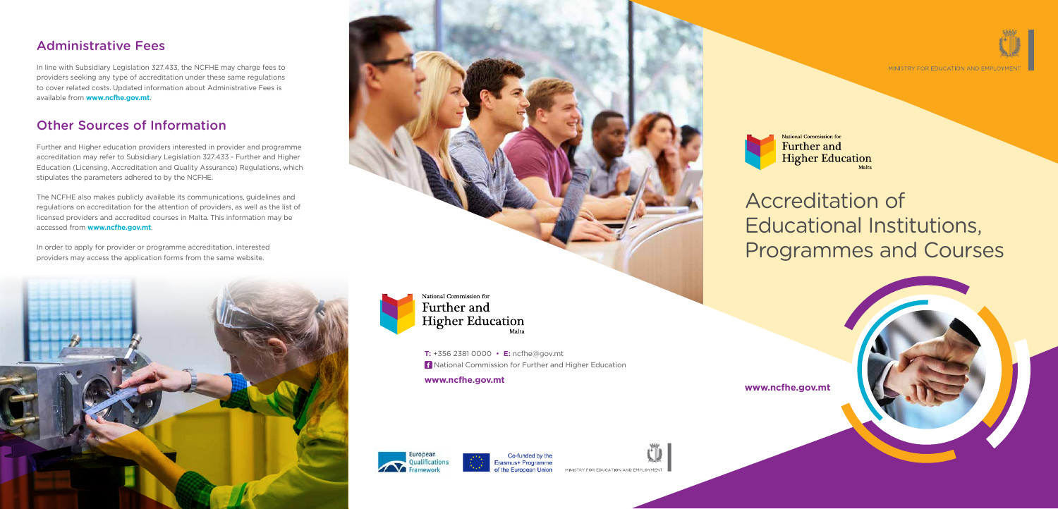## Administrative Fees

In line with Subsidiary Legislation 327.433, the NCFHE may charge fees to providers seeking any type of accreditation under these same regulations to cover related costs. Updated information about Administrative Fees is available from **www.ncfhe.gov.mt**.

## Other Sources of Information

Further and Higher education providers interested in provider and programme accreditation may refer to Subsidiary Legislation 327.433 - Further and Higher Education (Licensing, Accreditation and Quality Assurance) Regulations, which stipulates the parameters adhered to by the NCFHE.

The NCFHE also makes publicly available its communications, guidelines and regulations on accreditation for the attention of providers, as well as the list of licensed providers and accredited courses in Malta. This information may be accessed from **www.ncfhe.gov.mt**.

In order to apply for provider or programme accreditation, interested providers may access the application forms from the same website.

National Commission for Further and Higher Education Malta

**T:** +356 2381 0000 • **E:** ncfhe@gov.mt

National Commission for Further and Higher Education

**www.ncfhe.gov.mt**

European Qualifications Framework

Co-funded by the Erasmus+ Programme of the European Union

MINISTRY FOR EDUCATION AND EMPLOYMENT

MINISTRY FOR EDUCATION AND EMPLOYMENT

National Commission for Further and Higher Education Malta

# Accreditation of Educational Institutions, Programmes and Courses

**www.ncfhe.gov.mt**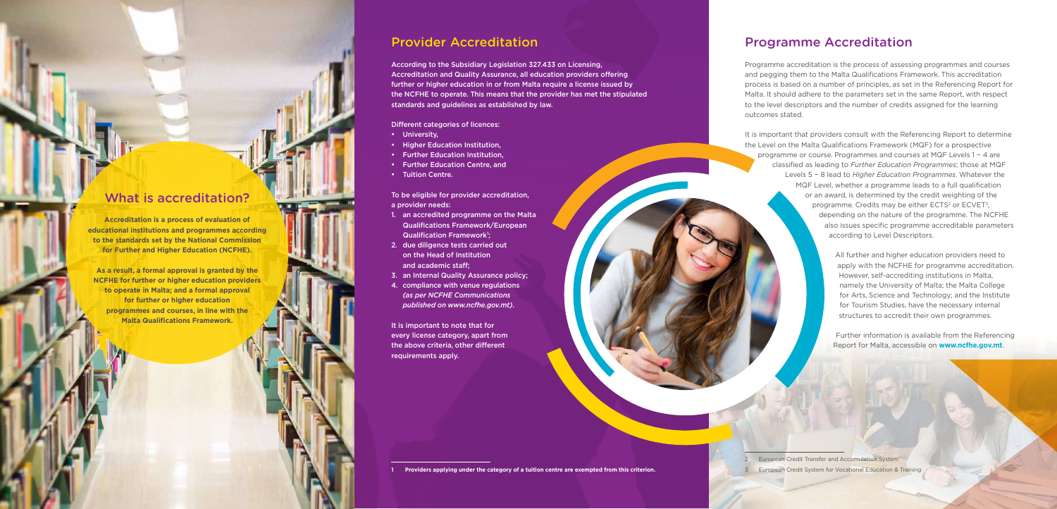## What is accreditation?

**Accreditation is a process of evaluation of educational institutions and programmes according to the standards set by the National Commission for Further and Higher Education (NCFHE).**

**As a result, a formal approval is granted by the NCFHE for further or higher education providers to operate in Malta; and a formal approval for further or higher education programmes and courses, in line with the Malta Qualifications Framework.**

## Provider Accreditation

According to the Subsidiary Legislation 327.433 on Licensing, Accreditation and Quality Assurance, all education providers offering further or higher education in or from Malta require a license issued by the NCFHE to operate. This means that the provider has met the stipulated standards and guidelines as established by law.

Different categories of licences:

- University,
- Higher Education Institution,
- Further Education Institution,
- Further Education Centre, and
- Tuition Centre.

To be eligible for provider accreditation, a provider needs:

1. an accredited programme on the Malta Qualifications Framework/European Qualification Framework[1];
2. due diligence tests carried out on the Head of Institution and academic staff;
3. an Internal Quality Assurance policy;
4. compliance with venue regulations *(as per NCFHE Communications published on www.ncfhe.gov.mt)*.

It is important to note that for every license category, apart from the above criteria, other different requirements apply.

**1 Providers applying under the category of a tuition centre are exempted from this criterion.**

## Programme Accreditation

Programme accreditation is the process of assessing programmes and courses and pegging them to the Malta Qualifications Framework. This accreditation process is based on a number of principles, as set in the Referencing Report for Malta. It should adhere to the parameters set in the same Report, with respect to the level descriptors and the number of credits assigned for the learning outcomes stated.

It is important that providers consult with the Referencing Report to determine the Level on the Malta Qualifications Framework (MQF) for a prospective programme or course. Programmes and courses at MQF Levels 1 – 4 are classified as leading to *Further Education Programmes*; those at MQF Levels 5 – 8 lead to *Higher Education Programmes*. Whatever the MQF Level, whether a programme leads to a full qualification or an award, is determined by the credit weighting of the programme. Credits may be either ECTS[2] or ECVET[3], depending on the nature of the programme. The NCFHE also issues specific programme accreditable parameters according to Level Descriptors.

All further and higher education providers need to apply with the NCFHE for programme accreditation. However, self-accrediting institutions in Malta, namely the University of Malta; the Malta College for Arts, Science and Technology; and the Institute for Tourism Studies, have the necessary internal structures to accredit their own programmes.

Further information is available from the Referencing Report for Malta, accessible on **www.ncfhe.gov.mt**.

2 European Credit Transfer and Accumulation System

3 European Credit System for Vocational Education & Training